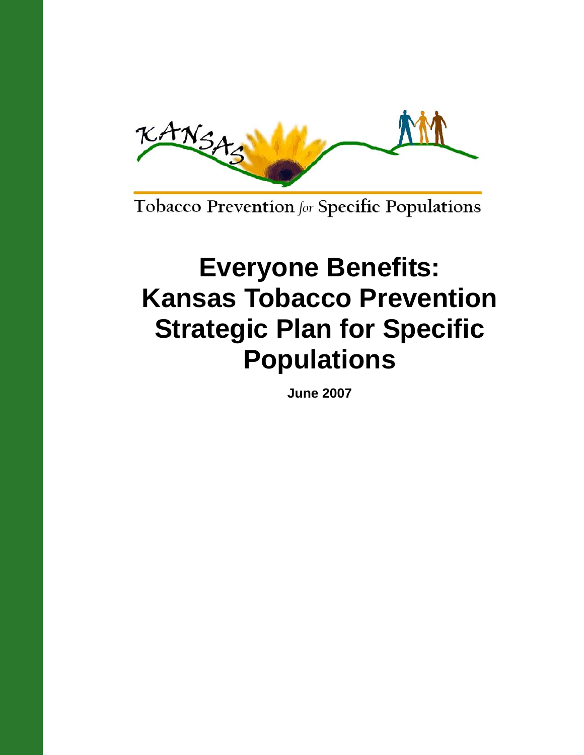KANSAS

Tobacco Prevention for Specific Populations

# Everyone Benefits: Kansas Tobacco Prevention Strategic Plan for Specific Populations

**June 2007**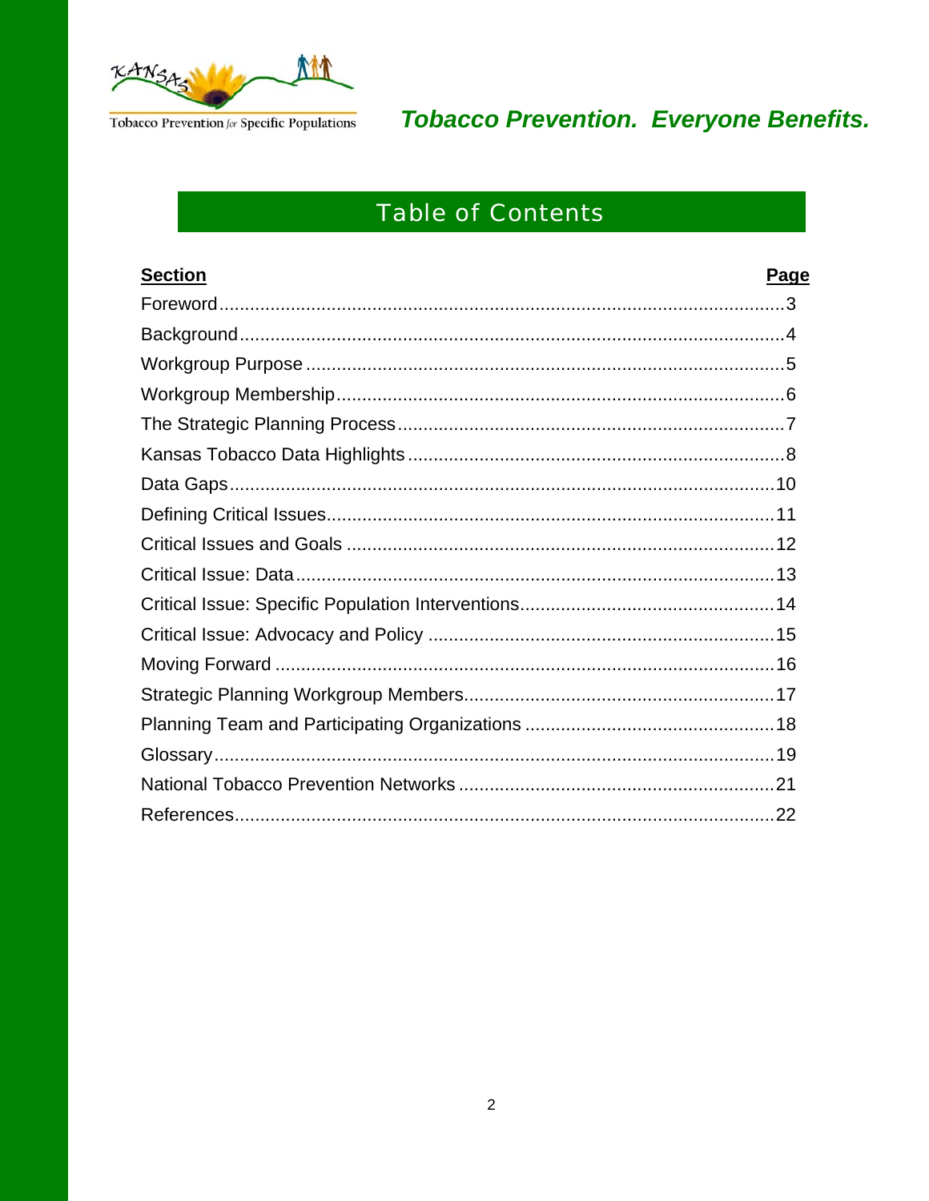Tobacco Prevention *for* Specific Populations

***Tobacco Prevention. Everyone Benefits.***

# Table of Contents

| Section | Page |
| --- | --- |
| Foreword | 3 |
| Background | 4 |
| Workgroup Purpose | 5 |
| Workgroup Membership | 6 |
| The Strategic Planning Process | 7 |
| Kansas Tobacco Data Highlights | 8 |
| Data Gaps | 10 |
| Defining Critical Issues | 11 |
| Critical Issues and Goals | 12 |
| Critical Issue: Data | 13 |
| Critical Issue: Specific Population Interventions | 14 |
| Critical Issue: Advocacy and Policy | 15 |
| Moving Forward | 16 |
| Strategic Planning Workgroup Members | 17 |
| Planning Team and Participating Organizations | 18 |
| Glossary | 19 |
| National Tobacco Prevention Networks | 21 |
| References | 22 |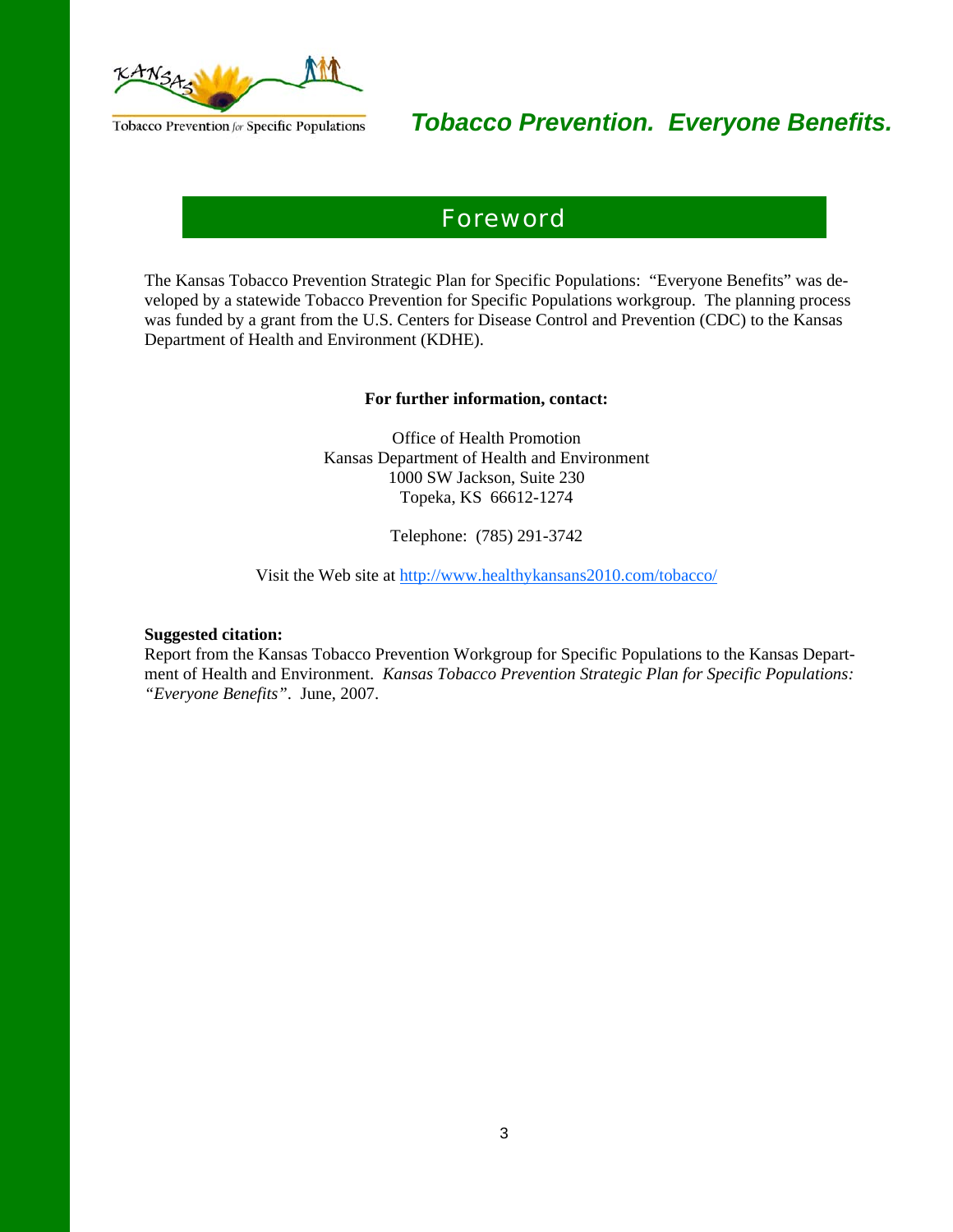# Foreword

The Kansas Tobacco Prevention Strategic Plan for Specific Populations: "Everyone Benefits" was developed by a statewide Tobacco Prevention for Specific Populations workgroup. The planning process was funded by a grant from the U.S. Centers for Disease Control and Prevention (CDC) to the Kansas Department of Health and Environment (KDHE).

**For further information, contact:**

Office of Health Promotion
Kansas Department of Health and Environment
1000 SW Jackson, Suite 230
Topeka, KS 66612-1274

Telephone: (785) 291-3742

Visit the Web site at http://www.healthykansans2010.com/tobacco/

**Suggested citation:**
Report from the Kansas Tobacco Prevention Workgroup for Specific Populations to the Kansas Department of Health and Environment. *Kansas Tobacco Prevention Strategic Plan for Specific Populations: "Everyone Benefits"*. June, 2007.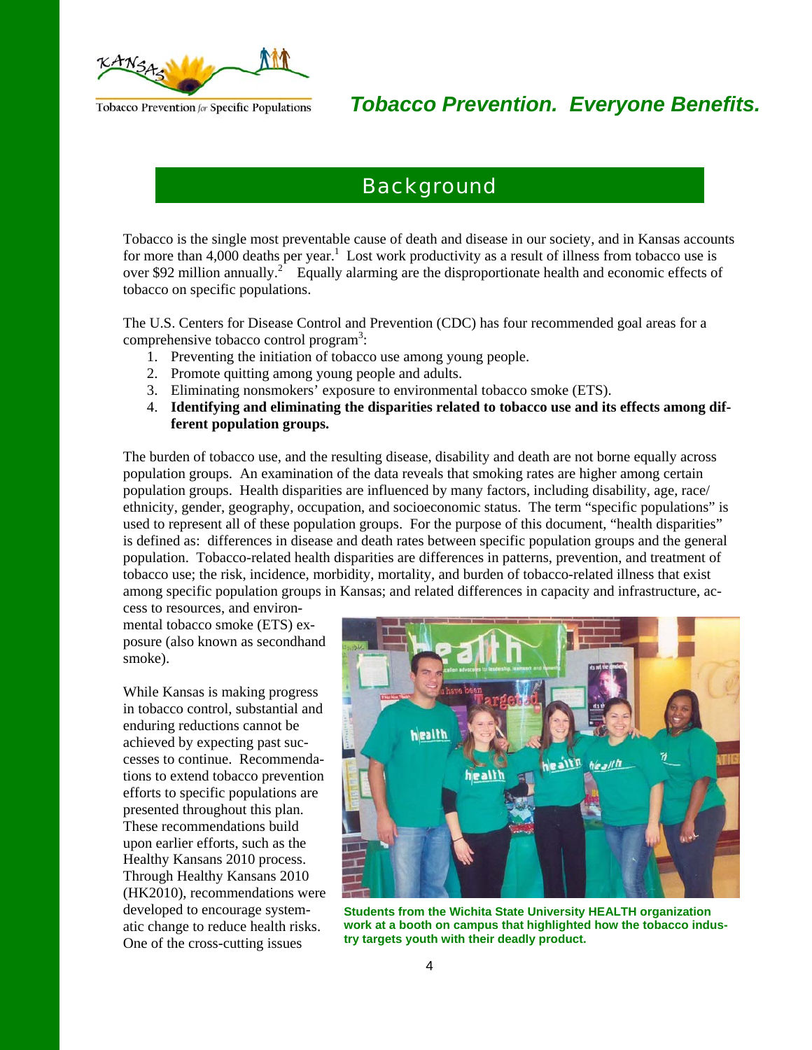## Background

Tobacco is the single most preventable cause of death and disease in our society, and in Kansas accounts for more than 4,000 deaths per year.[1] Lost work productivity as a result of illness from tobacco use is over $92 million annually.[2] Equally alarming are the disproportionate health and economic effects of tobacco on specific populations.

The U.S. Centers for Disease Control and Prevention (CDC) has four recommended goal areas for a comprehensive tobacco control program[3]:

1. Preventing the initiation of tobacco use among young people.
2. Promote quitting among young people and adults.
3. Eliminating nonsmokers' exposure to environmental tobacco smoke (ETS).
4. **Identifying and eliminating the disparities related to tobacco use and its effects among different population groups.**

The burden of tobacco use, and the resulting disease, disability and death are not borne equally across population groups. An examination of the data reveals that smoking rates are higher among certain population groups. Health disparities are influenced by many factors, including disability, age, race/ethnicity, gender, geography, occupation, and socioeconomic status. The term "specific populations" is used to represent all of these population groups. For the purpose of this document, "health disparities" is defined as: differences in disease and death rates between specific population groups and the general population. Tobacco-related health disparities are differences in patterns, prevention, and treatment of tobacco use; the risk, incidence, morbidity, mortality, and burden of tobacco-related illness that exist among specific population groups in Kansas; and related differences in capacity and infrastructure, access to resources, and environmental tobacco smoke (ETS) exposure (also known as secondhand smoke).

While Kansas is making progress in tobacco control, substantial and enduring reductions cannot be achieved by expecting past successes to continue. Recommendations to extend tobacco prevention efforts to specific populations are presented throughout this plan. These recommendations build upon earlier efforts, such as the Healthy Kansans 2010 process. Through Healthy Kansans 2010 (HK2010), recommendations were developed to encourage systematic change to reduce health risks. One of the cross-cutting issues

Students from the Wichita State University HEALTH organization work at a booth on campus that highlighted how the tobacco industry targets youth with their deadly product.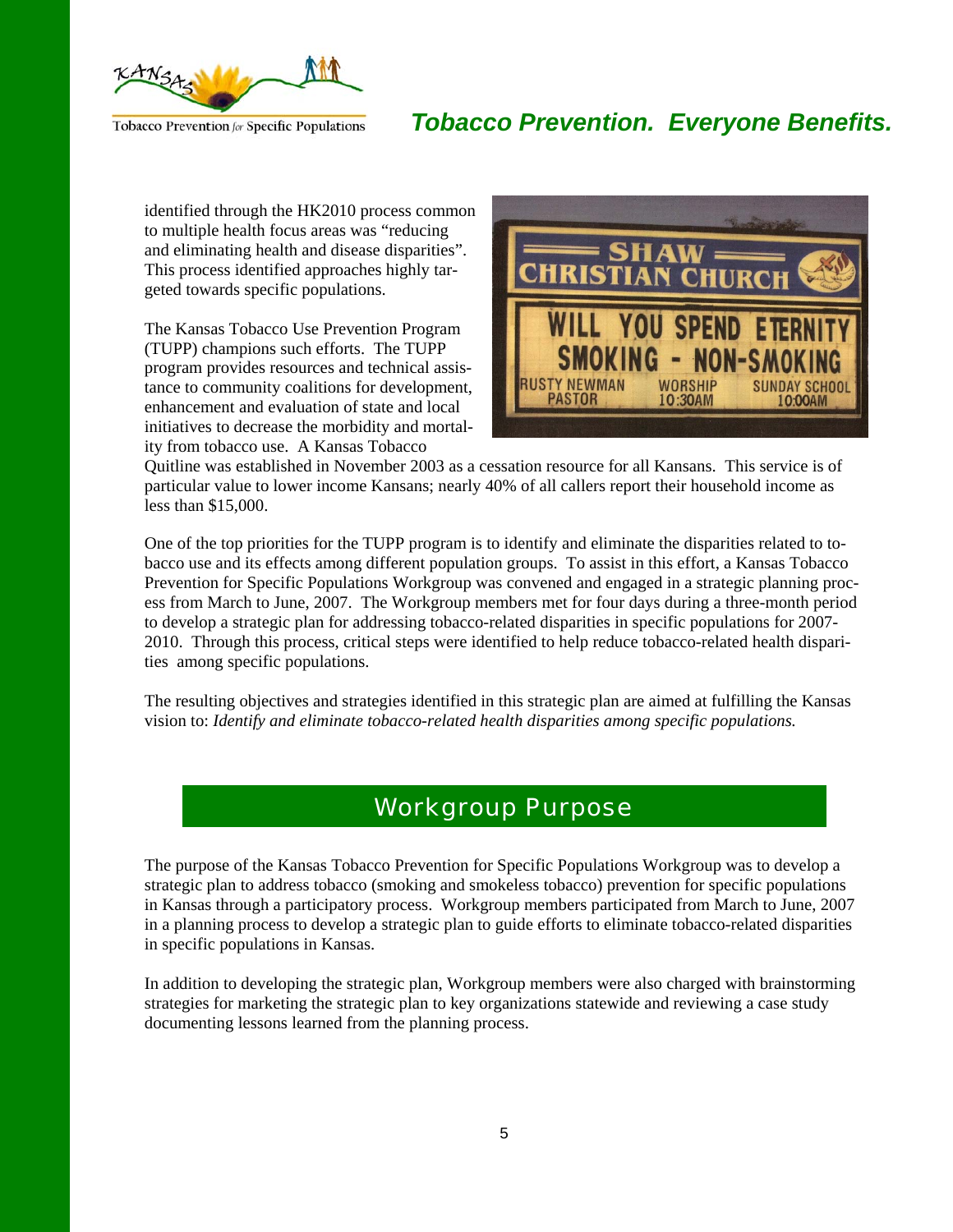identified through the HK2010 process common to multiple health focus areas was "reducing and eliminating health and disease disparities". This process identified approaches highly targeted towards specific populations.

The Kansas Tobacco Use Prevention Program (TUPP) champions such efforts. The TUPP program provides resources and technical assistance to community coalitions for development, enhancement and evaluation of state and local initiatives to decrease the morbidity and mortality from tobacco use. A Kansas Tobacco Quitline was established in November 2003 as a cessation resource for all Kansans. This service is of particular value to lower income Kansans; nearly 40% of all callers report their household income as less than $15,000.

One of the top priorities for the TUPP program is to identify and eliminate the disparities related to tobacco use and its effects among different population groups. To assist in this effort, a Kansas Tobacco Prevention for Specific Populations Workgroup was convened and engaged in a strategic planning process from March to June, 2007. The Workgroup members met for four days during a three-month period to develop a strategic plan for addressing tobacco-related disparities in specific populations for 2007-2010. Through this process, critical steps were identified to help reduce tobacco-related health disparities among specific populations.

The resulting objectives and strategies identified in this strategic plan are aimed at fulfilling the Kansas vision to: *Identify and eliminate tobacco-related health disparities among specific populations.*

## Workgroup Purpose

The purpose of the Kansas Tobacco Prevention for Specific Populations Workgroup was to develop a strategic plan to address tobacco (smoking and smokeless tobacco) prevention for specific populations in Kansas through a participatory process. Workgroup members participated from March to June, 2007 in a planning process to develop a strategic plan to guide efforts to eliminate tobacco-related disparities in specific populations in Kansas.

In addition to developing the strategic plan, Workgroup members were also charged with brainstorming strategies for marketing the strategic plan to key organizations statewide and reviewing a case study documenting lessons learned from the planning process.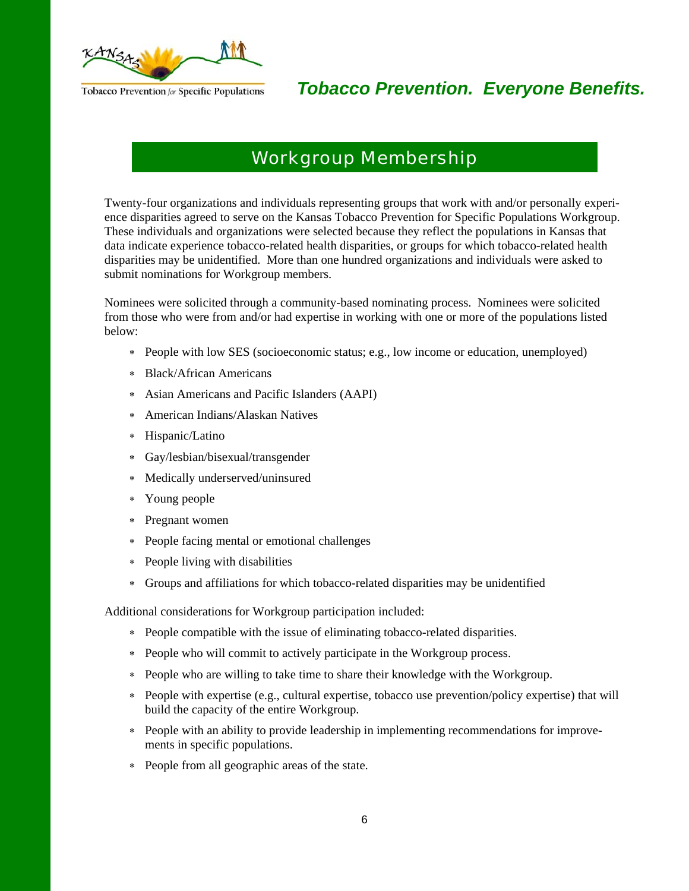## Workgroup Membership

Twenty-four organizations and individuals representing groups that work with and/or personally experience disparities agreed to serve on the Kansas Tobacco Prevention for Specific Populations Workgroup. These individuals and organizations were selected because they reflect the populations in Kansas that data indicate experience tobacco-related health disparities, or groups for which tobacco-related health disparities may be unidentified. More than one hundred organizations and individuals were asked to submit nominations for Workgroup members.

Nominees were solicited through a community-based nominating process. Nominees were solicited from those who were from and/or had expertise in working with one or more of the populations listed below:

- People with low SES (socioeconomic status; e.g., low income or education, unemployed)
- Black/African Americans
- Asian Americans and Pacific Islanders (AAPI)
- American Indians/Alaskan Natives
- Hispanic/Latino
- Gay/lesbian/bisexual/transgender
- Medically underserved/uninsured
- Young people
- Pregnant women
- People facing mental or emotional challenges
- People living with disabilities
- Groups and affiliations for which tobacco-related disparities may be unidentified

Additional considerations for Workgroup participation included:

- People compatible with the issue of eliminating tobacco-related disparities.
- People who will commit to actively participate in the Workgroup process.
- People who are willing to take time to share their knowledge with the Workgroup.
- People with expertise (e.g., cultural expertise, tobacco use prevention/policy expertise) that will build the capacity of the entire Workgroup.
- People with an ability to provide leadership in implementing recommendations for improvements in specific populations.
- People from all geographic areas of the state.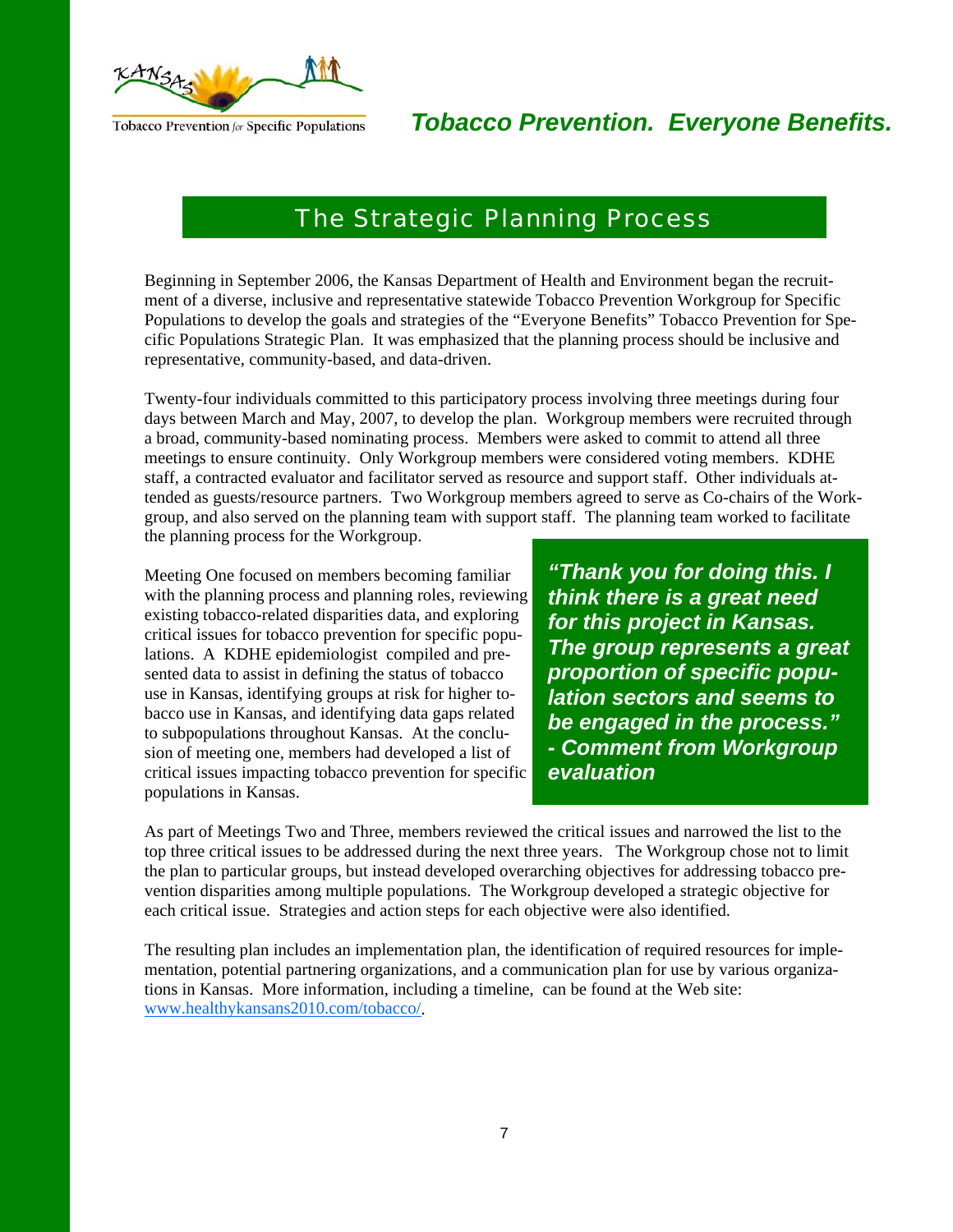Tobacco Prevention for Specific Populations

***Tobacco Prevention. Everyone Benefits.***

## The Strategic Planning Process

Beginning in September 2006, the Kansas Department of Health and Environment began the recruitment of a diverse, inclusive and representative statewide Tobacco Prevention Workgroup for Specific Populations to develop the goals and strategies of the "Everyone Benefits" Tobacco Prevention for Specific Populations Strategic Plan. It was emphasized that the planning process should be inclusive and representative, community-based, and data-driven.

Twenty-four individuals committed to this participatory process involving three meetings during four days between March and May, 2007, to develop the plan. Workgroup members were recruited through a broad, community-based nominating process. Members were asked to commit to attend all three meetings to ensure continuity. Only Workgroup members were considered voting members. KDHE staff, a contracted evaluator and facilitator served as resource and support staff. Other individuals attended as guests/resource partners. Two Workgroup members agreed to serve as Co-chairs of the Workgroup, and also served on the planning team with support staff. The planning team worked to facilitate the planning process for the Workgroup.

Meeting One focused on members becoming familiar with the planning process and planning roles, reviewing existing tobacco-related disparities data, and exploring critical issues for tobacco prevention for specific populations. A KDHE epidemiologist compiled and presented data to assist in defining the status of tobacco use in Kansas, identifying groups at risk for higher tobacco use in Kansas, and identifying data gaps related to subpopulations throughout Kansas. At the conclusion of meeting one, members had developed a list of critical issues impacting tobacco prevention for specific populations in Kansas.

> ***"Thank you for doing this. I think there is a great need for this project in Kansas. The group represents a great proportion of specific population sectors and seems to be engaged in the process." - Comment from Workgroup evaluation***

As part of Meetings Two and Three, members reviewed the critical issues and narrowed the list to the top three critical issues to be addressed during the next three years. The Workgroup chose not to limit the plan to particular groups, but instead developed overarching objectives for addressing tobacco prevention disparities among multiple populations. The Workgroup developed a strategic objective for each critical issue. Strategies and action steps for each objective were also identified.

The resulting plan includes an implementation plan, the identification of required resources for implementation, potential partnering organizations, and a communication plan for use by various organizations in Kansas. More information, including a timeline, can be found at the Web site: [www.healthykansans2010.com/tobacco/](http://www.healthykansans2010.com/tobacco/).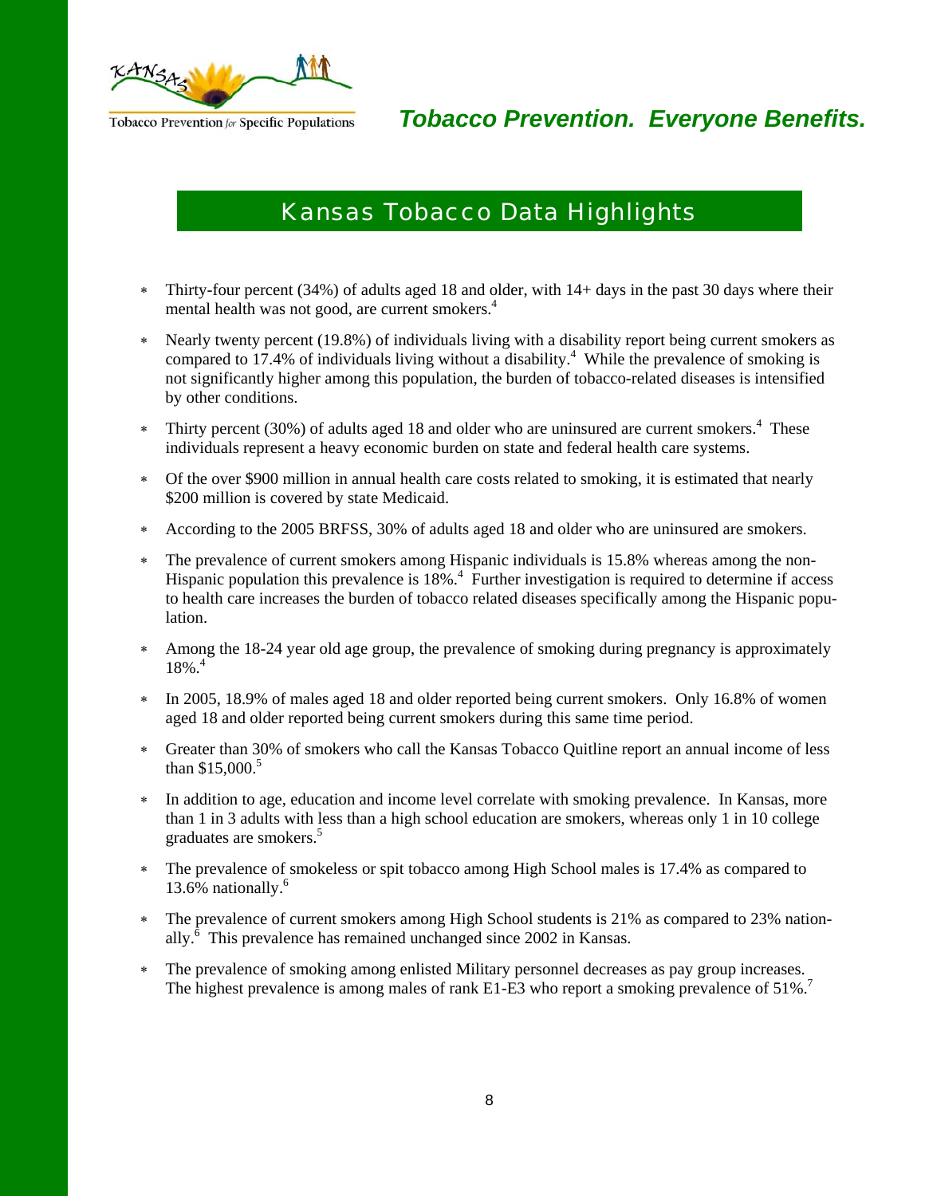Tobacco Prevention *for* Specific Populations

***Tobacco Prevention. Everyone Benefits.***

## Kansas Tobacco Data Highlights

- Thirty-four percent (34%) of adults aged 18 and older, with 14+ days in the past 30 days where their mental health was not good, are current smokers.[4]
- Nearly twenty percent (19.8%) of individuals living with a disability report being current smokers as compared to 17.4% of individuals living without a disability.[4] While the prevalence of smoking is not significantly higher among this population, the burden of tobacco-related diseases is intensified by other conditions.
- Thirty percent (30%) of adults aged 18 and older who are uninsured are current smokers.[4] These individuals represent a heavy economic burden on state and federal health care systems.
- Of the over $900 million in annual health care costs related to smoking, it is estimated that nearly $200 million is covered by state Medicaid.
- According to the 2005 BRFSS, 30% of adults aged 18 and older who are uninsured are smokers.
- The prevalence of current smokers among Hispanic individuals is 15.8% whereas among the non-Hispanic population this prevalence is 18%.[4] Further investigation is required to determine if access to health care increases the burden of tobacco related diseases specifically among the Hispanic population.
- Among the 18-24 year old age group, the prevalence of smoking during pregnancy is approximately 18%.[4]
- In 2005, 18.9% of males aged 18 and older reported being current smokers. Only 16.8% of women aged 18 and older reported being current smokers during this same time period.
- Greater than 30% of smokers who call the Kansas Tobacco Quitline report an annual income of less than $15,000.[5]
- In addition to age, education and income level correlate with smoking prevalence. In Kansas, more than 1 in 3 adults with less than a high school education are smokers, whereas only 1 in 10 college graduates are smokers.[5]
- The prevalence of smokeless or spit tobacco among High School males is 17.4% as compared to 13.6% nationally.[6]
- The prevalence of current smokers among High School students is 21% as compared to 23% nationally.[6] This prevalence has remained unchanged since 2002 in Kansas.
- The prevalence of smoking among enlisted Military personnel decreases as pay group increases. The highest prevalence is among males of rank E1-E3 who report a smoking prevalence of 51%.[7]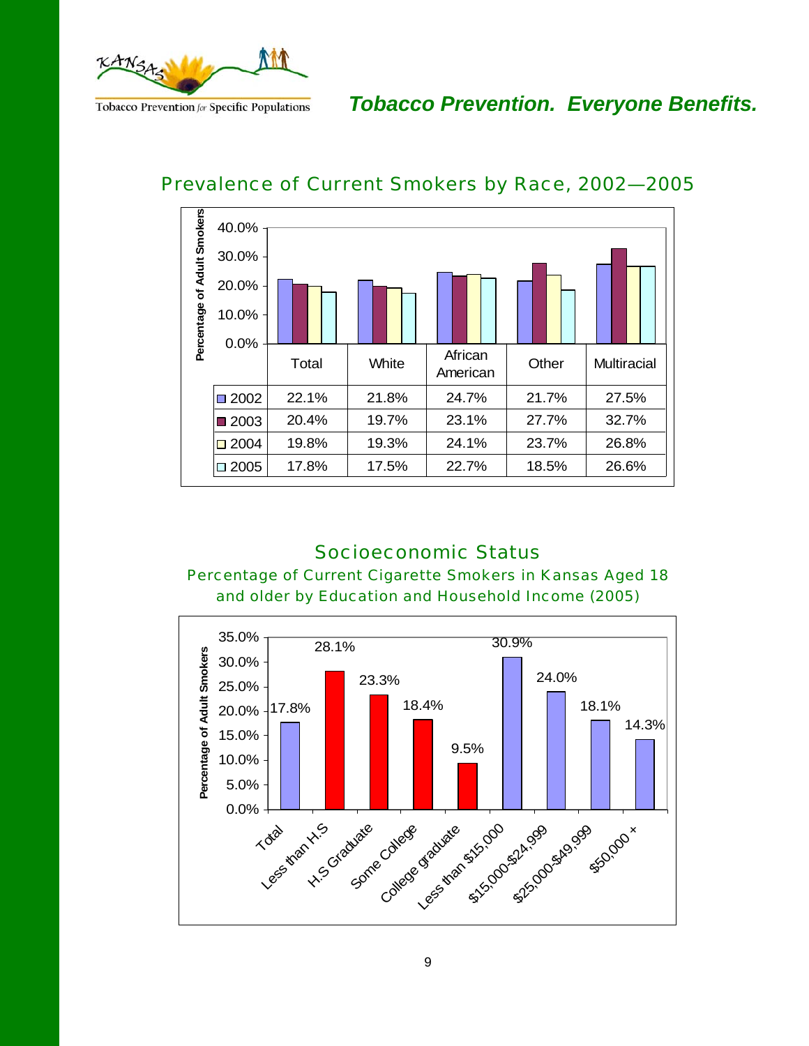## Prevalence of Current Smokers by Race, 2002—2005

| | Total | White | African American | Other | Multiracial |
|---|---|---|---|---|---|
| 2002 | 22.1% | 21.8% | 24.7% | 21.7% | 27.5% |
| 2003 | 20.4% | 19.7% | 23.1% | 27.7% | 32.7% |
| 2004 | 19.8% | 19.3% | 24.1% | 23.7% | 26.8% |
| 2005 | 17.8% | 17.5% | 22.7% | 18.5% | 26.6% |

## Socioeconomic Status

### Percentage of Current Cigarette Smokers in Kansas Aged 18 and older by Education and Household Income (2005)

| Category | Percentage of Adult Smokers |
|---|---|
| Total | 17.8% |
| Less than H.S | 28.1% |
| H.S Graduate | 23.3% |
| Some College | 18.4% |
| College graduate | 9.5% |
| Less than $15,000 | 30.9% |
| $15,000-$24,999 | 24.0% |
| $25,000-$49,999 | 18.1% |
| $50,000 + | 14.3% |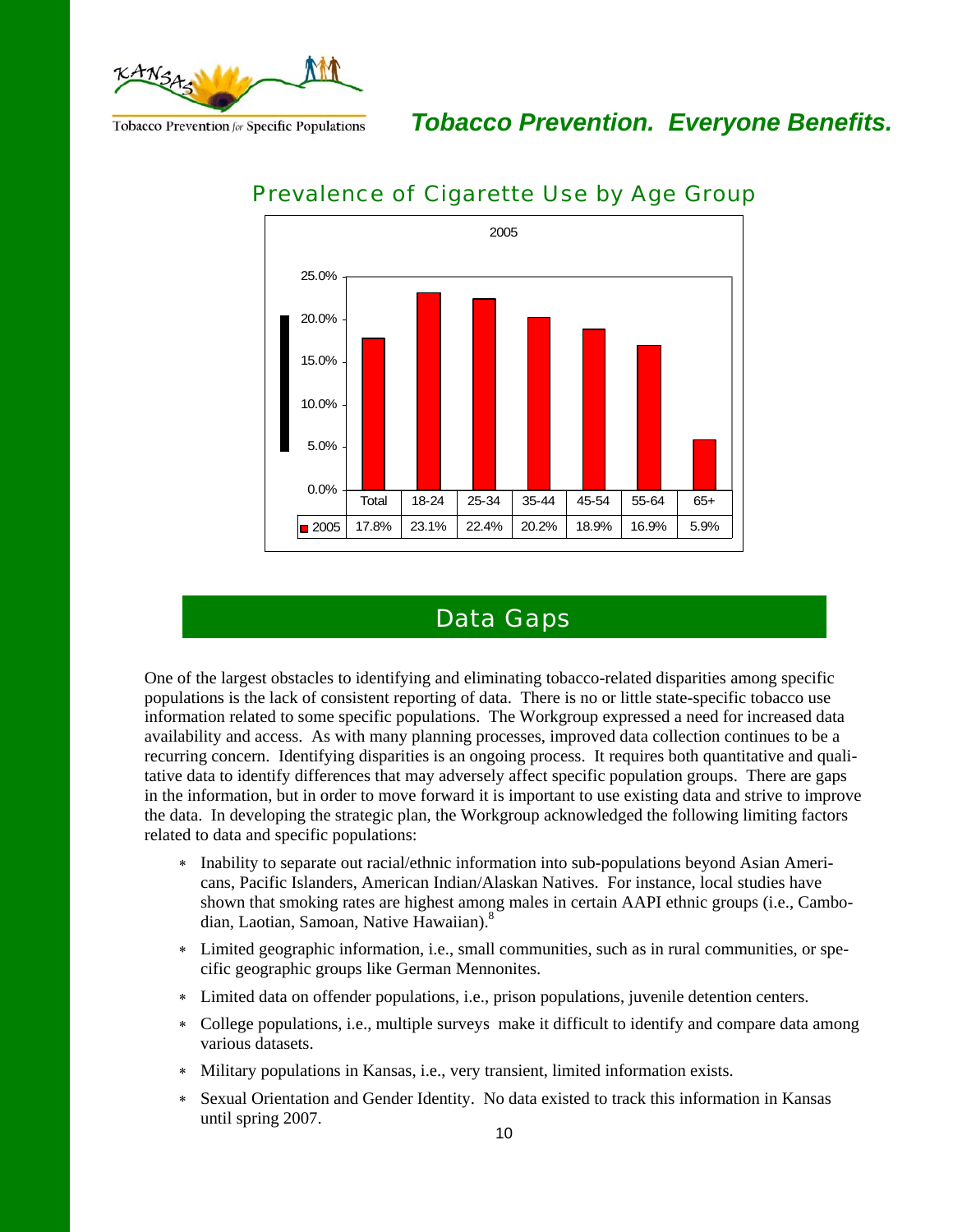## Prevalence of Cigarette Use by Age Group

2005

| | Total | 18-24 | 25-34 | 35-44 | 45-54 | 55-64 | 65+ |
|---|---|---|---|---|---|---|---|
| 2005 | 17.8% | 23.1% | 22.4% | 20.2% | 18.9% | 16.9% | 5.9% |

## Data Gaps

One of the largest obstacles to identifying and eliminating tobacco-related disparities among specific populations is the lack of consistent reporting of data. There is no or little state-specific tobacco use information related to some specific populations. The Workgroup expressed a need for increased data availability and access. As with many planning processes, improved data collection continues to be a recurring concern. Identifying disparities is an ongoing process. It requires both quantitative and qualitative data to identify differences that may adversely affect specific population groups. There are gaps in the information, but in order to move forward it is important to use existing data and strive to improve the data. In developing the strategic plan, the Workgroup acknowledged the following limiting factors related to data and specific populations:

- Inability to separate out racial/ethnic information into sub-populations beyond Asian Americans, Pacific Islanders, American Indian/Alaskan Natives. For instance, local studies have shown that smoking rates are highest among males in certain AAPI ethnic groups (i.e., Cambodian, Laotian, Samoan, Native Hawaiian).[8]
- Limited geographic information, i.e., small communities, such as in rural communities, or specific geographic groups like German Mennonites.
- Limited data on offender populations, i.e., prison populations, juvenile detention centers.
- College populations, i.e., multiple surveys make it difficult to identify and compare data among various datasets.
- Military populations in Kansas, i.e., very transient, limited information exists.
- Sexual Orientation and Gender Identity. No data existed to track this information in Kansas until spring 2007.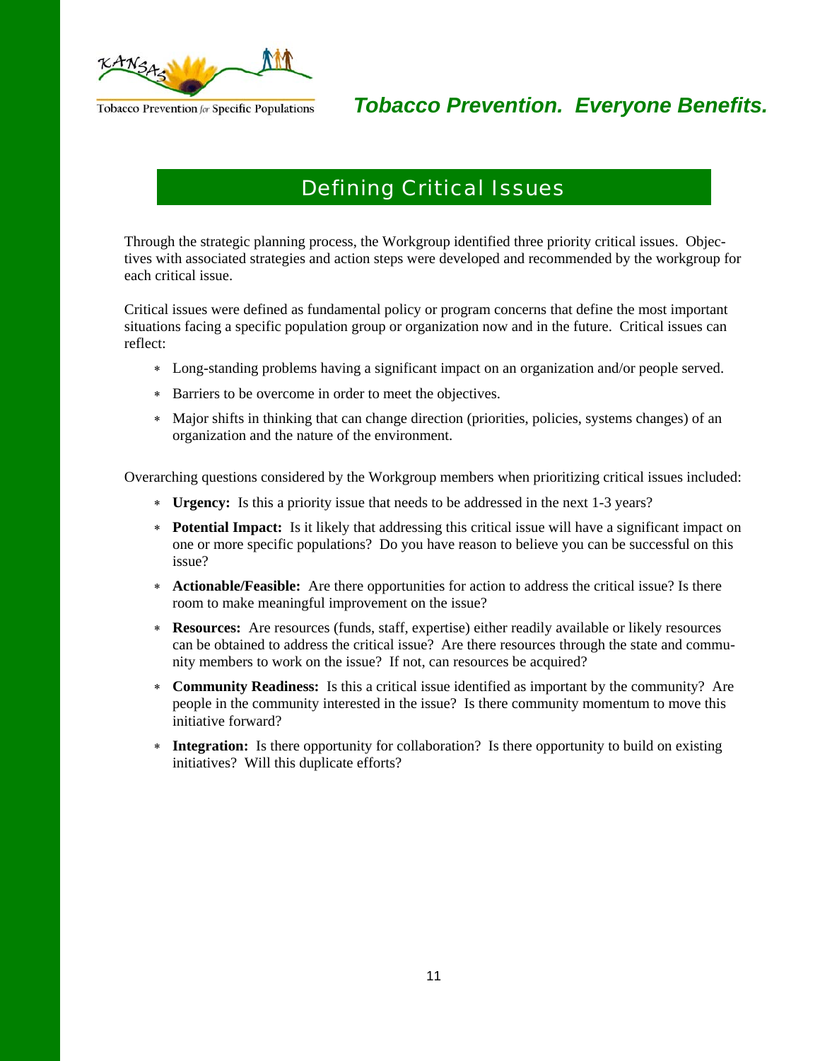## Defining Critical Issues

Through the strategic planning process, the Workgroup identified three priority critical issues. Objectives with associated strategies and action steps were developed and recommended by the workgroup for each critical issue.

Critical issues were defined as fundamental policy or program concerns that define the most important situations facing a specific population group or organization now and in the future. Critical issues can reflect:

- Long-standing problems having a significant impact on an organization and/or people served.
- Barriers to be overcome in order to meet the objectives.
- Major shifts in thinking that can change direction (priorities, policies, systems changes) of an organization and the nature of the environment.

Overarching questions considered by the Workgroup members when prioritizing critical issues included:

- **Urgency:** Is this a priority issue that needs to be addressed in the next 1-3 years?
- **Potential Impact:** Is it likely that addressing this critical issue will have a significant impact on one or more specific populations? Do you have reason to believe you can be successful on this issue?
- **Actionable/Feasible:** Are there opportunities for action to address the critical issue? Is there room to make meaningful improvement on the issue?
- **Resources:** Are resources (funds, staff, expertise) either readily available or likely resources can be obtained to address the critical issue? Are there resources through the state and community members to work on the issue? If not, can resources be acquired?
- **Community Readiness:** Is this a critical issue identified as important by the community? Are people in the community interested in the issue? Is there community momentum to move this initiative forward?
- **Integration:** Is there opportunity for collaboration? Is there opportunity to build on existing initiatives? Will this duplicate efforts?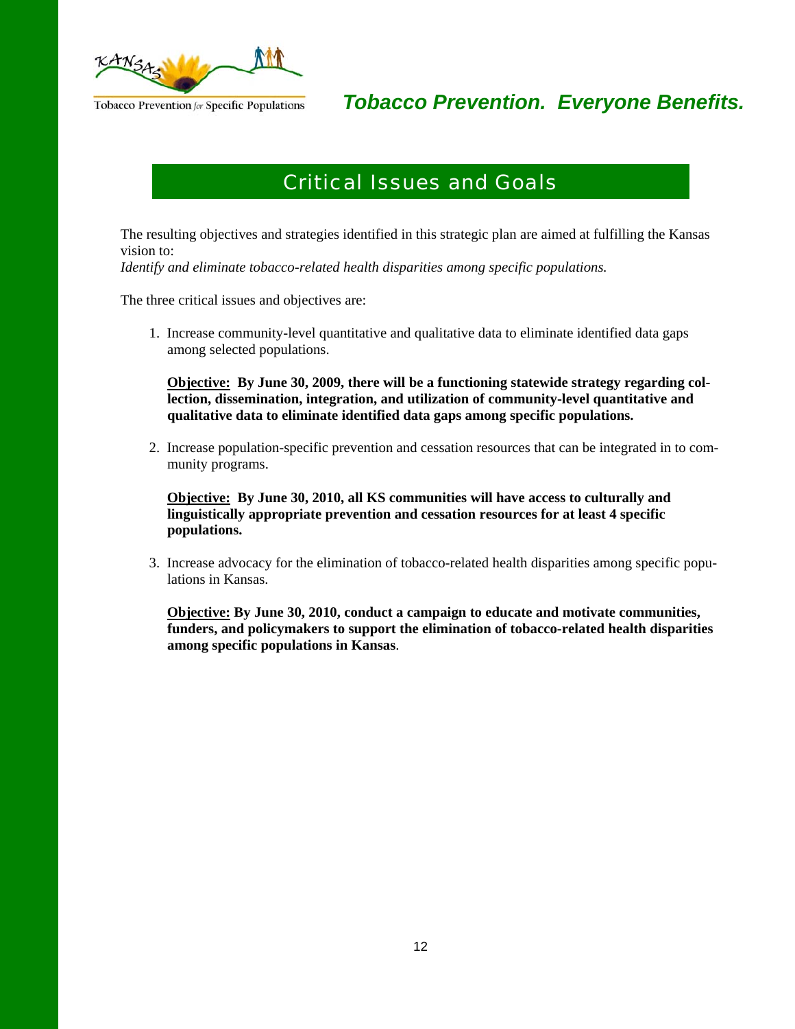# Critical Issues and Goals

The resulting objectives and strategies identified in this strategic plan are aimed at fulfilling the Kansas vision to:
*Identify and eliminate tobacco-related health disparities among specific populations.*

The three critical issues and objectives are:

1. Increase community-level quantitative and qualitative data to eliminate identified data gaps among selected populations.

   **<u>Objective:</u> By June 30, 2009, there will be a functioning statewide strategy regarding collection, dissemination, integration, and utilization of community-level quantitative and qualitative data to eliminate identified data gaps among specific populations.**

2. Increase population-specific prevention and cessation resources that can be integrated in to community programs.

   **<u>Objective:</u> By June 30, 2010, all KS communities will have access to culturally and linguistically appropriate prevention and cessation resources for at least 4 specific populations.**

3. Increase advocacy for the elimination of tobacco-related health disparities among specific populations in Kansas.

   **<u>Objective:</u> By June 30, 2010, conduct a campaign to educate and motivate communities, funders, and policymakers to support the elimination of tobacco-related health disparities among specific populations in Kansas**.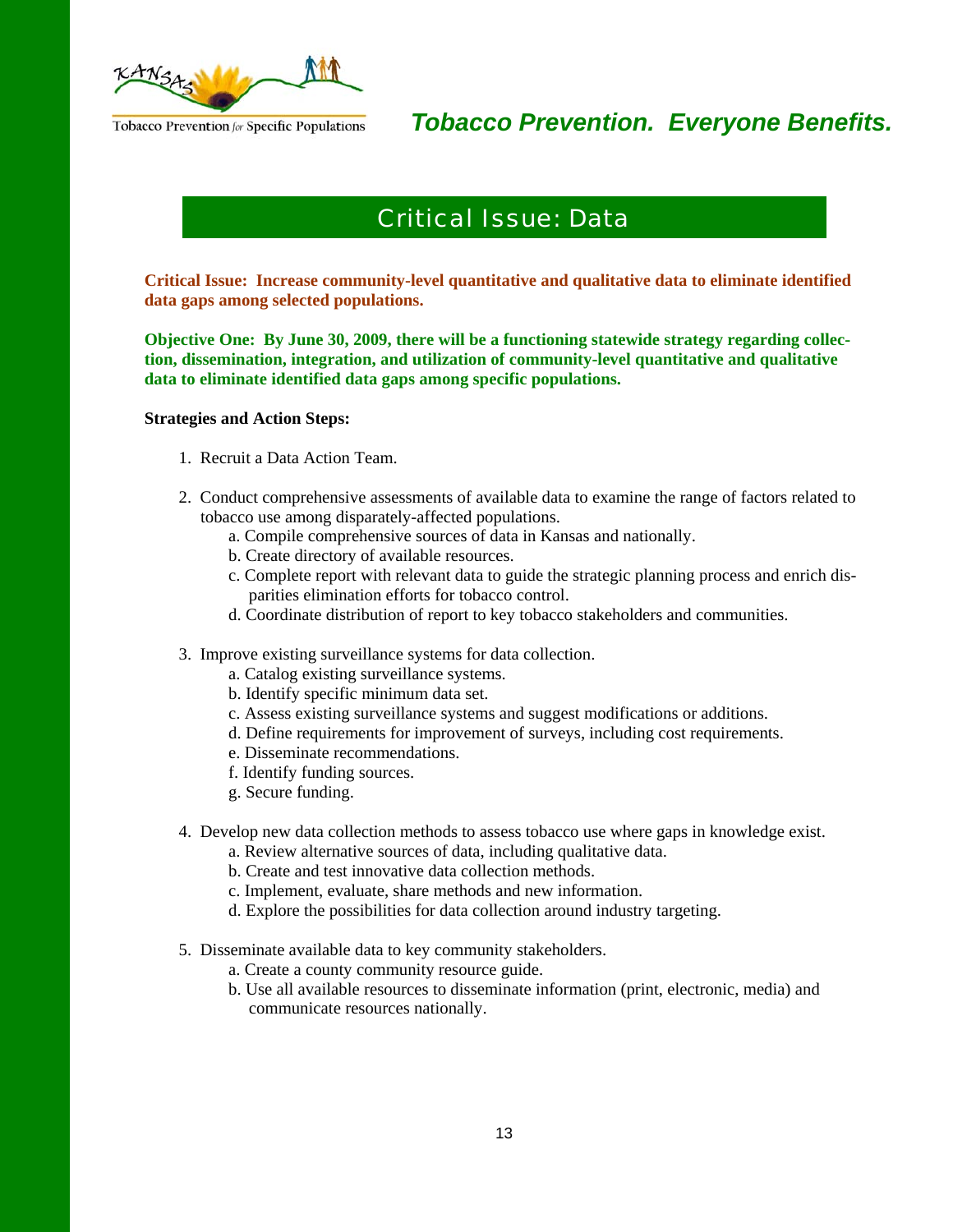# Critical Issue: Data

**Critical Issue: Increase community-level quantitative and qualitative data to eliminate identified data gaps among selected populations.**

**Objective One: By June 30, 2009, there will be a functioning statewide strategy regarding collection, dissemination, integration, and utilization of community-level quantitative and qualitative data to eliminate identified data gaps among specific populations.**

**Strategies and Action Steps:**

1. Recruit a Data Action Team.

2. Conduct comprehensive assessments of available data to examine the range of factors related to tobacco use among disparately-affected populations.
    a. Compile comprehensive sources of data in Kansas and nationally.
    b. Create directory of available resources.
    c. Complete report with relevant data to guide the strategic planning process and enrich disparities elimination efforts for tobacco control.
    d. Coordinate distribution of report to key tobacco stakeholders and communities.

3. Improve existing surveillance systems for data collection.
    a. Catalog existing surveillance systems.
    b. Identify specific minimum data set.
    c. Assess existing surveillance systems and suggest modifications or additions.
    d. Define requirements for improvement of surveys, including cost requirements.
    e. Disseminate recommendations.
    f. Identify funding sources.
    g. Secure funding.

4. Develop new data collection methods to assess tobacco use where gaps in knowledge exist.
    a. Review alternative sources of data, including qualitative data.
    b. Create and test innovative data collection methods.
    c. Implement, evaluate, share methods and new information.
    d. Explore the possibilities for data collection around industry targeting.

5. Disseminate available data to key community stakeholders.
    a. Create a county community resource guide.
    b. Use all available resources to disseminate information (print, electronic, media) and communicate resources nationally.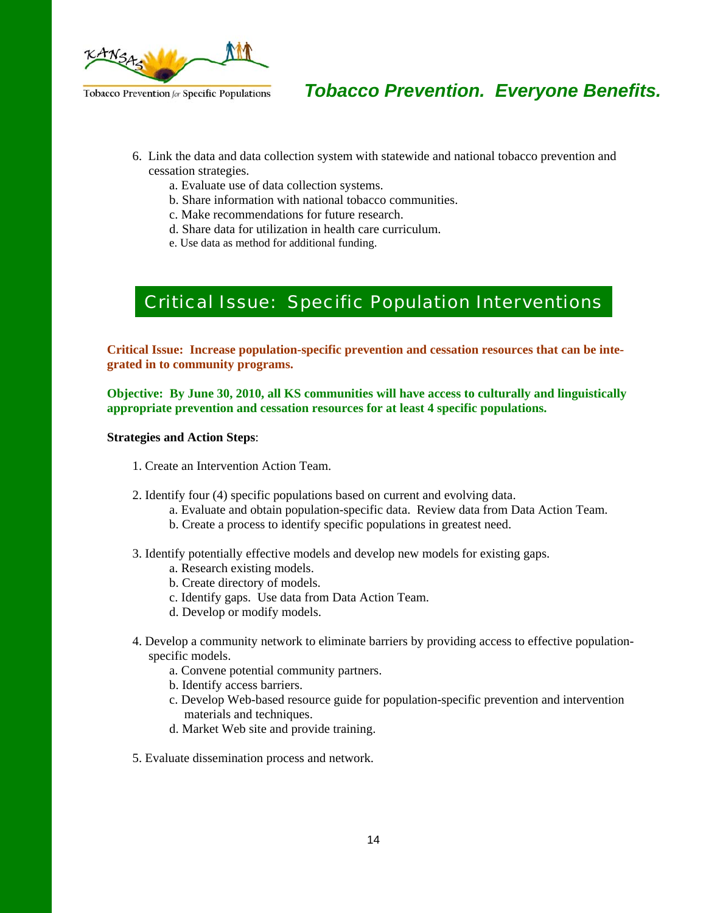6. Link the data and data collection system with statewide and national tobacco prevention and cessation strategies.
    a. Evaluate use of data collection systems.
    b. Share information with national tobacco communities.
    c. Make recommendations for future research.
    d. Share data for utilization in health care curriculum.
    e. Use data as method for additional funding.

## Critical Issue: Specific Population Interventions

**Critical Issue: Increase population-specific prevention and cessation resources that can be integrated in to community programs.**

**Objective: By June 30, 2010, all KS communities will have access to culturally and linguistically appropriate prevention and cessation resources for at least 4 specific populations.**

**Strategies and Action Steps**:

1. Create an Intervention Action Team.

2. Identify four (4) specific populations based on current and evolving data.
    a. Evaluate and obtain population-specific data. Review data from Data Action Team.
    b. Create a process to identify specific populations in greatest need.

3. Identify potentially effective models and develop new models for existing gaps.
    a. Research existing models.
    b. Create directory of models.
    c. Identify gaps. Use data from Data Action Team.
    d. Develop or modify models.

4. Develop a community network to eliminate barriers by providing access to effective population-specific models.
    a. Convene potential community partners.
    b. Identify access barriers.
    c. Develop Web-based resource guide for population-specific prevention and intervention materials and techniques.
    d. Market Web site and provide training.

5. Evaluate dissemination process and network.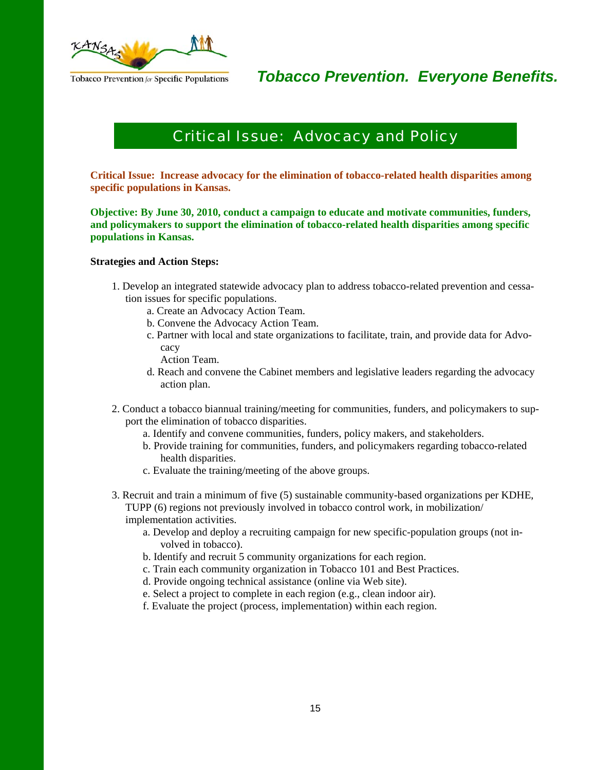Tobacco Prevention *for* Specific Populations

***Tobacco Prevention. Everyone Benefits.***

# Critical Issue: Advocacy and Policy

**Critical Issue: Increase advocacy for the elimination of tobacco-related health disparities among specific populations in Kansas.**

**Objective: By June 30, 2010, conduct a campaign to educate and motivate communities, funders, and policymakers to support the elimination of tobacco-related health disparities among specific populations in Kansas.**

**Strategies and Action Steps:**

1. Develop an integrated statewide advocacy plan to address tobacco-related prevention and cessation issues for specific populations.
   a. Create an Advocacy Action Team.
   b. Convene the Advocacy Action Team.
   c. Partner with local and state organizations to facilitate, train, and provide data for Advocacy Action Team.
   d. Reach and convene the Cabinet members and legislative leaders regarding the advocacy action plan.

2. Conduct a tobacco biannual training/meeting for communities, funders, and policymakers to support the elimination of tobacco disparities.
   a. Identify and convene communities, funders, policy makers, and stakeholders.
   b. Provide training for communities, funders, and policymakers regarding tobacco-related health disparities.
   c. Evaluate the training/meeting of the above groups.

3. Recruit and train a minimum of five (5) sustainable community-based organizations per KDHE, TUPP (6) regions not previously involved in tobacco control work, in mobilization/implementation activities.
   a. Develop and deploy a recruiting campaign for new specific-population groups (not involved in tobacco).
   b. Identify and recruit 5 community organizations for each region.
   c. Train each community organization in Tobacco 101 and Best Practices.
   d. Provide ongoing technical assistance (online via Web site).
   e. Select a project to complete in each region (e.g., clean indoor air).
   f. Evaluate the project (process, implementation) within each region.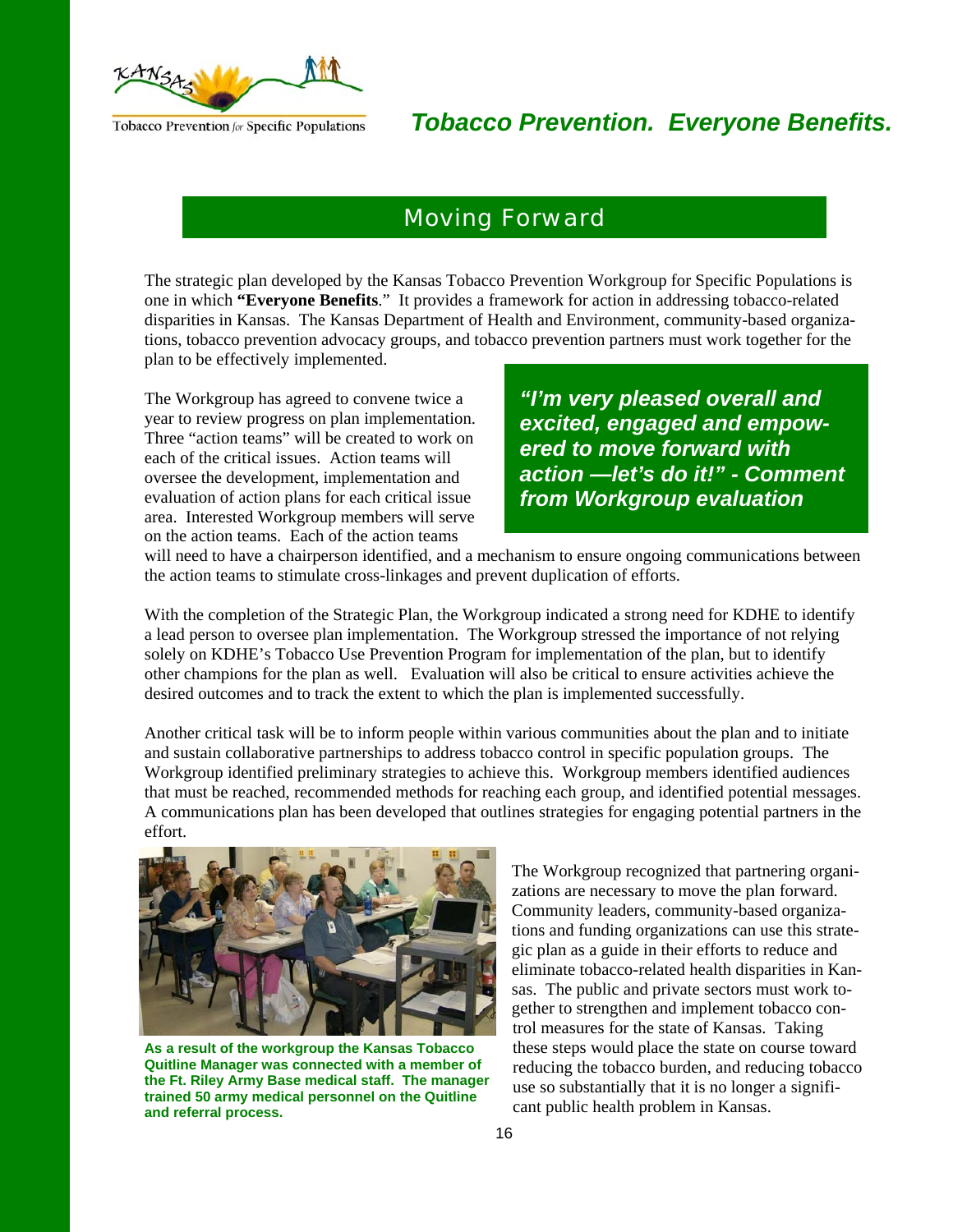## Moving Forward

The strategic plan developed by the Kansas Tobacco Prevention Workgroup for Specific Populations is one in which **"Everyone Benefits**." It provides a framework for action in addressing tobacco-related disparities in Kansas. The Kansas Department of Health and Environment, community-based organizations, tobacco prevention advocacy groups, and tobacco prevention partners must work together for the plan to be effectively implemented.

***"I'm very pleased overall and excited, engaged and empowered to move forward with action —let's do it!" - Comment from Workgroup evaluation***

The Workgroup has agreed to convene twice a year to review progress on plan implementation. Three "action teams" will be created to work on each of the critical issues. Action teams will oversee the development, implementation and evaluation of action plans for each critical issue area. Interested Workgroup members will serve on the action teams. Each of the action teams will need to have a chairperson identified, and a mechanism to ensure ongoing communications between the action teams to stimulate cross-linkages and prevent duplication of efforts.

With the completion of the Strategic Plan, the Workgroup indicated a strong need for KDHE to identify a lead person to oversee plan implementation. The Workgroup stressed the importance of not relying solely on KDHE's Tobacco Use Prevention Program for implementation of the plan, but to identify other champions for the plan as well. Evaluation will also be critical to ensure activities achieve the desired outcomes and to track the extent to which the plan is implemented successfully.

Another critical task will be to inform people within various communities about the plan and to initiate and sustain collaborative partnerships to address tobacco control in specific population groups. The Workgroup identified preliminary strategies to achieve this. Workgroup members identified audiences that must be reached, recommended methods for reaching each group, and identified potential messages. A communications plan has been developed that outlines strategies for engaging potential partners in the effort.

**As a result of the workgroup the Kansas Tobacco Quitline Manager was connected with a member of the Ft. Riley Army Base medical staff. The manager trained 50 army medical personnel on the Quitline and referral process.**

The Workgroup recognized that partnering organizations are necessary to move the plan forward. Community leaders, community-based organizations and funding organizations can use this strategic plan as a guide in their efforts to reduce and eliminate tobacco-related health disparities in Kansas. The public and private sectors must work together to strengthen and implement tobacco control measures for the state of Kansas. Taking these steps would place the state on course toward reducing the tobacco burden, and reducing tobacco use so substantially that it is no longer a significant public health problem in Kansas.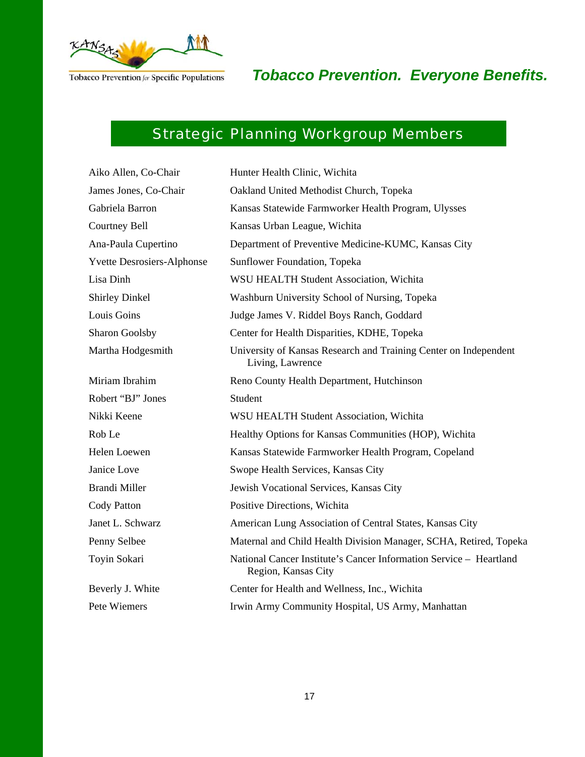# Strategic Planning Workgroup Members

| | |
|---|---|
| Aiko Allen, Co-Chair | Hunter Health Clinic, Wichita |
| James Jones, Co-Chair | Oakland United Methodist Church, Topeka |
| Gabriela Barron | Kansas Statewide Farmworker Health Program, Ulysses |
| Courtney Bell | Kansas Urban League, Wichita |
| Ana-Paula Cupertino | Department of Preventive Medicine-KUMC, Kansas City |
| Yvette Desrosiers-Alphonse | Sunflower Foundation, Topeka |
| Lisa Dinh | WSU HEALTH Student Association, Wichita |
| Shirley Dinkel | Washburn University School of Nursing, Topeka |
| Louis Goins | Judge James V. Riddel Boys Ranch, Goddard |
| Sharon Goolsby | Center for Health Disparities, KDHE, Topeka |
| Martha Hodgesmith | University of Kansas Research and Training Center on Independent Living, Lawrence |
| Miriam Ibrahim | Reno County Health Department, Hutchinson |
| Robert "BJ" Jones | Student |
| Nikki Keene | WSU HEALTH Student Association, Wichita |
| Rob Le | Healthy Options for Kansas Communities (HOP), Wichita |
| Helen Loewen | Kansas Statewide Farmworker Health Program, Copeland |
| Janice Love | Swope Health Services, Kansas City |
| Brandi Miller | Jewish Vocational Services, Kansas City |
| Cody Patton | Positive Directions, Wichita |
| Janet L. Schwarz | American Lung Association of Central States, Kansas City |
| Penny Selbee | Maternal and Child Health Division Manager, SCHA, Retired, Topeka |
| Toyin Sokari | National Cancer Institute's Cancer Information Service – Heartland Region, Kansas City |
| Beverly J. White | Center for Health and Wellness, Inc., Wichita |
| Pete Wiemers | Irwin Army Community Hospital, US Army, Manhattan |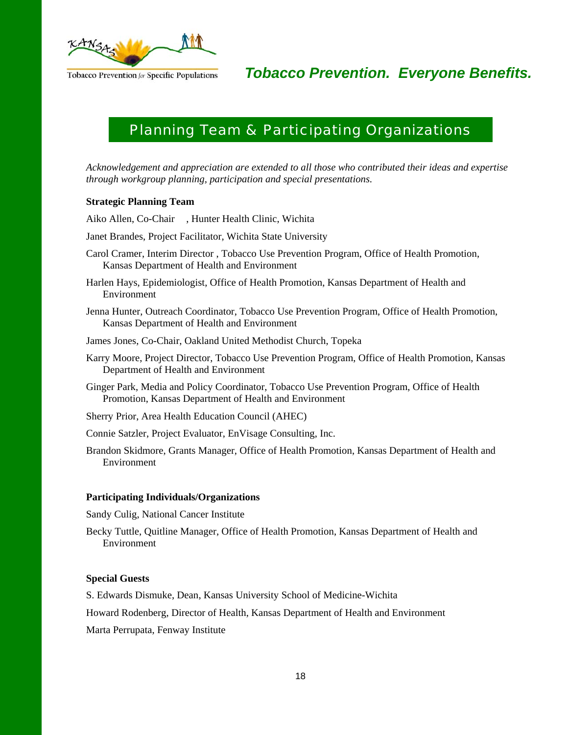Tobacco Prevention *for* Specific Populations

***Tobacco Prevention. Everyone Benefits.***

## Planning Team & Participating Organizations

*Acknowledgement and appreciation are extended to all those who contributed their ideas and expertise through workgroup planning, participation and special presentations.*

**Strategic Planning Team**

Aiko Allen, Co-Chair , Hunter Health Clinic, Wichita

Janet Brandes, Project Facilitator, Wichita State University

Carol Cramer, Interim Director , Tobacco Use Prevention Program, Office of Health Promotion, Kansas Department of Health and Environment

Harlen Hays, Epidemiologist, Office of Health Promotion, Kansas Department of Health and Environment

Jenna Hunter, Outreach Coordinator, Tobacco Use Prevention Program, Office of Health Promotion, Kansas Department of Health and Environment

James Jones, Co-Chair, Oakland United Methodist Church, Topeka

Karry Moore, Project Director, Tobacco Use Prevention Program, Office of Health Promotion, Kansas Department of Health and Environment

Ginger Park, Media and Policy Coordinator, Tobacco Use Prevention Program, Office of Health Promotion, Kansas Department of Health and Environment

Sherry Prior, Area Health Education Council (AHEC)

Connie Satzler, Project Evaluator, EnVisage Consulting, Inc.

Brandon Skidmore, Grants Manager, Office of Health Promotion, Kansas Department of Health and Environment

**Participating Individuals/Organizations**

Sandy Culig, National Cancer Institute

Becky Tuttle, Quitline Manager, Office of Health Promotion, Kansas Department of Health and Environment

**Special Guests**

S. Edwards Dismuke, Dean, Kansas University School of Medicine-Wichita

Howard Rodenberg, Director of Health, Kansas Department of Health and Environment

Marta Perrupata, Fenway Institute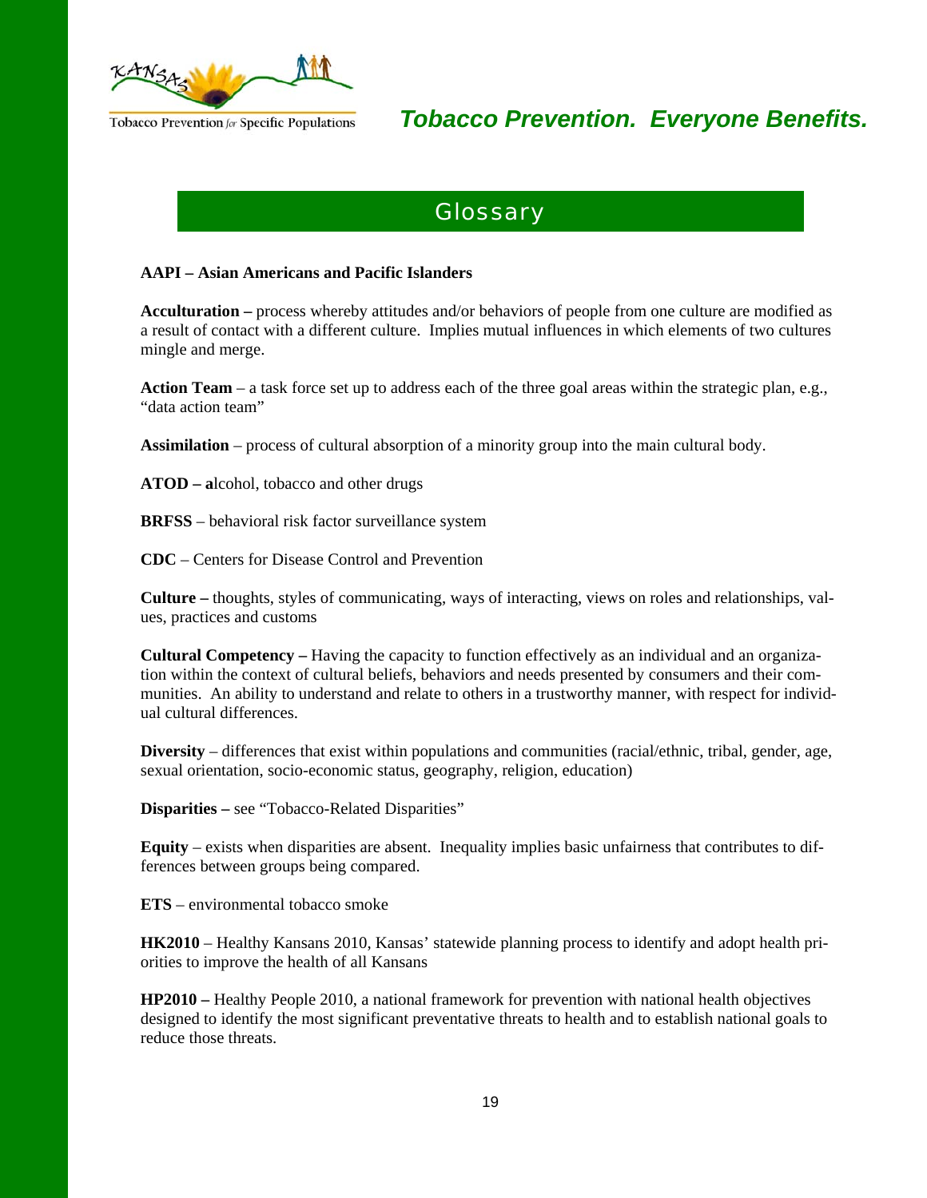## Glossary

**AAPI – Asian Americans and Pacific Islanders**

**Acculturation –** process whereby attitudes and/or behaviors of people from one culture are modified as a result of contact with a different culture. Implies mutual influences in which elements of two cultures mingle and merge.

**Action Team** – a task force set up to address each of the three goal areas within the strategic plan, e.g., "data action team"

**Assimilation** – process of cultural absorption of a minority group into the main cultural body.

**ATOD – a**lcohol, tobacco and other drugs

**BRFSS** – behavioral risk factor surveillance system

**CDC** – Centers for Disease Control and Prevention

**Culture –** thoughts, styles of communicating, ways of interacting, views on roles and relationships, values, practices and customs

**Cultural Competency –** Having the capacity to function effectively as an individual and an organization within the context of cultural beliefs, behaviors and needs presented by consumers and their communities. An ability to understand and relate to others in a trustworthy manner, with respect for individual cultural differences.

**Diversity** – differences that exist within populations and communities (racial/ethnic, tribal, gender, age, sexual orientation, socio-economic status, geography, religion, education)

**Disparities –** see "Tobacco-Related Disparities"

**Equity** – exists when disparities are absent. Inequality implies basic unfairness that contributes to differences between groups being compared.

**ETS** – environmental tobacco smoke

**HK2010** – Healthy Kansans 2010, Kansas' statewide planning process to identify and adopt health priorities to improve the health of all Kansans

**HP2010 –** Healthy People 2010, a national framework for prevention with national health objectives designed to identify the most significant preventative threats to health and to establish national goals to reduce those threats.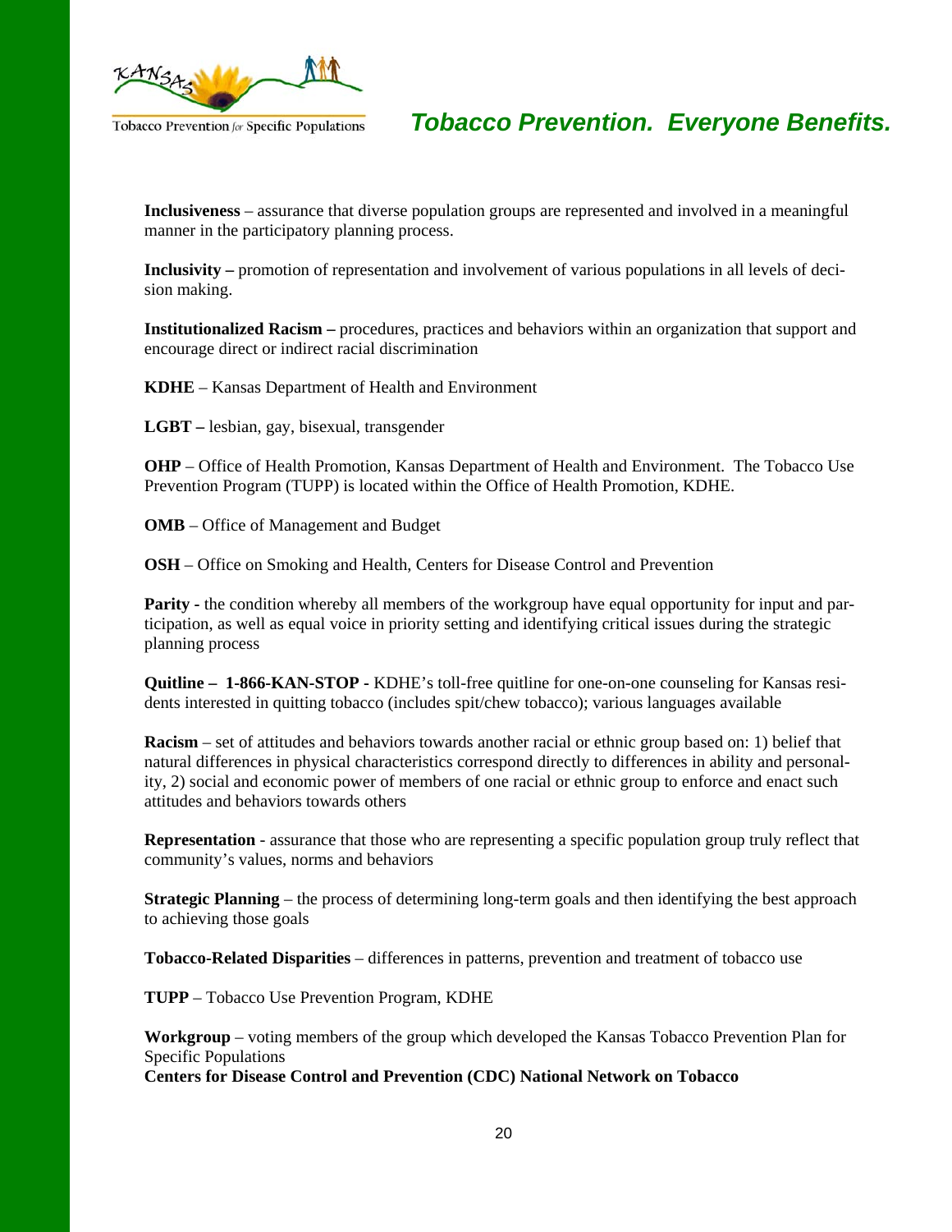**Inclusiveness** – assurance that diverse population groups are represented and involved in a meaningful manner in the participatory planning process.

**Inclusivity –** promotion of representation and involvement of various populations in all levels of decision making.

**Institutionalized Racism –** procedures, practices and behaviors within an organization that support and encourage direct or indirect racial discrimination

**KDHE** – Kansas Department of Health and Environment

**LGBT –** lesbian, gay, bisexual, transgender

**OHP** – Office of Health Promotion, Kansas Department of Health and Environment. The Tobacco Use Prevention Program (TUPP) is located within the Office of Health Promotion, KDHE.

**OMB** – Office of Management and Budget

**OSH** – Office on Smoking and Health, Centers for Disease Control and Prevention

**Parity -** the condition whereby all members of the workgroup have equal opportunity for input and participation, as well as equal voice in priority setting and identifying critical issues during the strategic planning process

**Quitline – 1-866-KAN-STOP -** KDHE's toll-free quitline for one-on-one counseling for Kansas residents interested in quitting tobacco (includes spit/chew tobacco); various languages available

**Racism** – set of attitudes and behaviors towards another racial or ethnic group based on: 1) belief that natural differences in physical characteristics correspond directly to differences in ability and personality, 2) social and economic power of members of one racial or ethnic group to enforce and enact such attitudes and behaviors towards others

**Representation** - assurance that those who are representing a specific population group truly reflect that community's values, norms and behaviors

**Strategic Planning** – the process of determining long-term goals and then identifying the best approach to achieving those goals

**Tobacco-Related Disparities** – differences in patterns, prevention and treatment of tobacco use

**TUPP** – Tobacco Use Prevention Program, KDHE

**Workgroup** – voting members of the group which developed the Kansas Tobacco Prevention Plan for Specific Populations

**Centers for Disease Control and Prevention (CDC) National Network on Tobacco**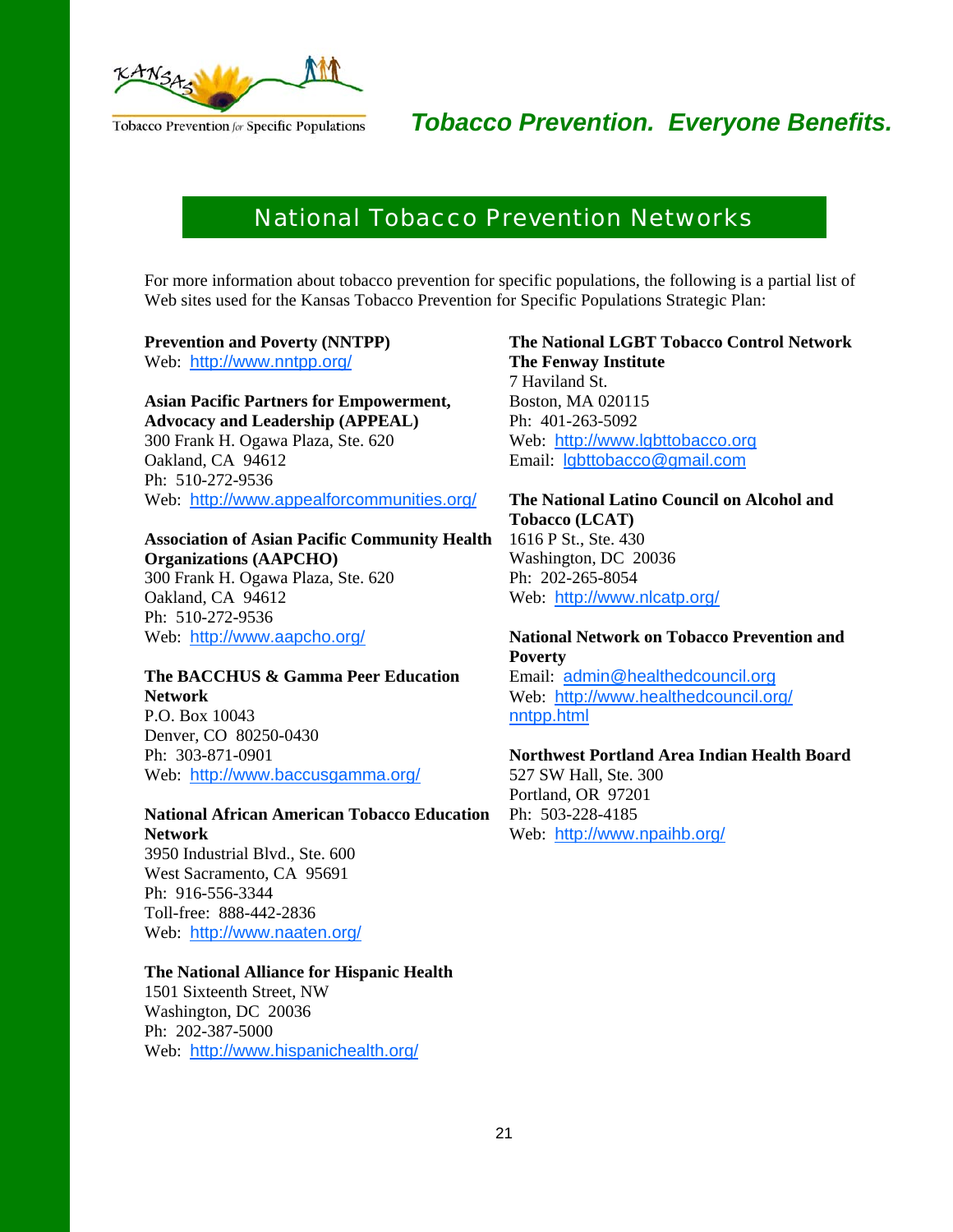# National Tobacco Prevention Networks

For more information about tobacco prevention for specific populations, the following is a partial list of Web sites used for the Kansas Tobacco Prevention for Specific Populations Strategic Plan:

**Prevention and Poverty (NNTPP)**
Web: http://www.nntpp.org/

**Asian Pacific Partners for Empowerment, Advocacy and Leadership (APPEAL)**
300 Frank H. Ogawa Plaza, Ste. 620
Oakland, CA 94612
Ph: 510-272-9536
Web: http://www.appealforcommunities.org/

**Association of Asian Pacific Community Health Organizations (AAPCHO)**
300 Frank H. Ogawa Plaza, Ste. 620
Oakland, CA 94612
Ph: 510-272-9536
Web: http://www.aapcho.org/

**The BACCHUS & Gamma Peer Education Network**
P.O. Box 10043
Denver, CO 80250-0430
Ph: 303-871-0901
Web: http://www.baccusgamma.org/

**National African American Tobacco Education Network**
3950 Industrial Blvd., Ste. 600
West Sacramento, CA 95691
Ph: 916-556-3344
Toll-free: 888-442-2836
Web: http://www.naaten.org/

**The National Alliance for Hispanic Health**
1501 Sixteenth Street, NW
Washington, DC 20036
Ph: 202-387-5000
Web: http://www.hispanichealth.org/

**The National LGBT Tobacco Control Network**
**The Fenway Institute**
7 Haviland St.
Boston, MA 020115
Ph: 401-263-5092
Web: http://www.lgbttobacco.org
Email: lgbttobacco@gmail.com

**The National Latino Council on Alcohol and Tobacco (LCAT)**
1616 P St., Ste. 430
Washington, DC 20036
Ph: 202-265-8054
Web: http://www.nlcatp.org/

**National Network on Tobacco Prevention and Poverty**
Email: admin@healthedcouncil.org
Web: http://www.healthedcouncil.org/nntpp.html

**Northwest Portland Area Indian Health Board**
527 SW Hall, Ste. 300
Portland, OR 97201
Ph: 503-228-4185
Web: http://www.npaihb.org/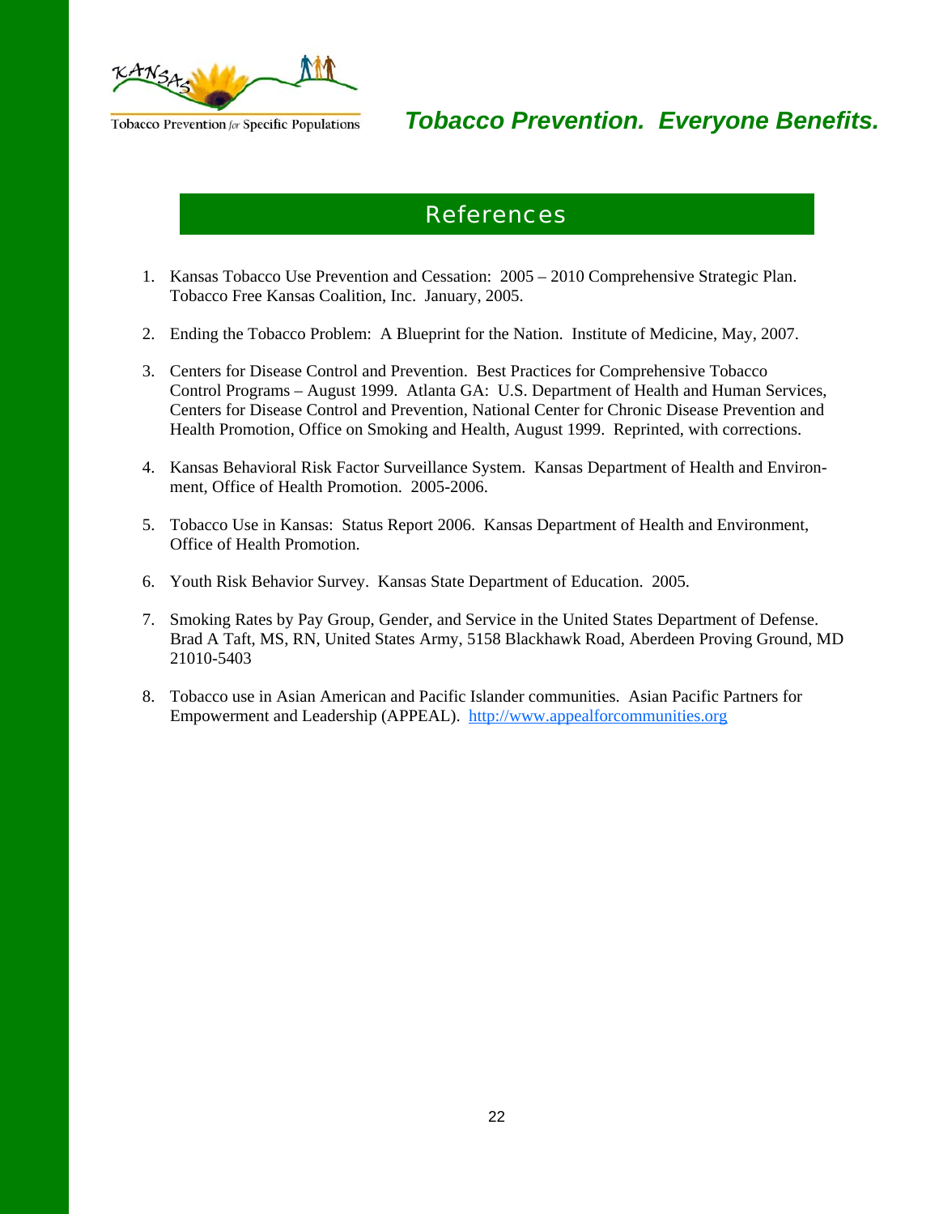# References

1. Kansas Tobacco Use Prevention and Cessation: 2005 – 2010 Comprehensive Strategic Plan. Tobacco Free Kansas Coalition, Inc. January, 2005.

2. Ending the Tobacco Problem: A Blueprint for the Nation. Institute of Medicine, May, 2007.

3. Centers for Disease Control and Prevention. Best Practices for Comprehensive Tobacco Control Programs – August 1999. Atlanta GA: U.S. Department of Health and Human Services, Centers for Disease Control and Prevention, National Center for Chronic Disease Prevention and Health Promotion, Office on Smoking and Health, August 1999. Reprinted, with corrections.

4. Kansas Behavioral Risk Factor Surveillance System. Kansas Department of Health and Environment, Office of Health Promotion. 2005-2006.

5. Tobacco Use in Kansas: Status Report 2006. Kansas Department of Health and Environment, Office of Health Promotion.

6. Youth Risk Behavior Survey. Kansas State Department of Education. 2005.

7. Smoking Rates by Pay Group, Gender, and Service in the United States Department of Defense. Brad A Taft, MS, RN, United States Army, 5158 Blackhawk Road, Aberdeen Proving Ground, MD 21010-5403

8. Tobacco use in Asian American and Pacific Islander communities. Asian Pacific Partners for Empowerment and Leadership (APPEAL). http://www.appealforcommunities.org